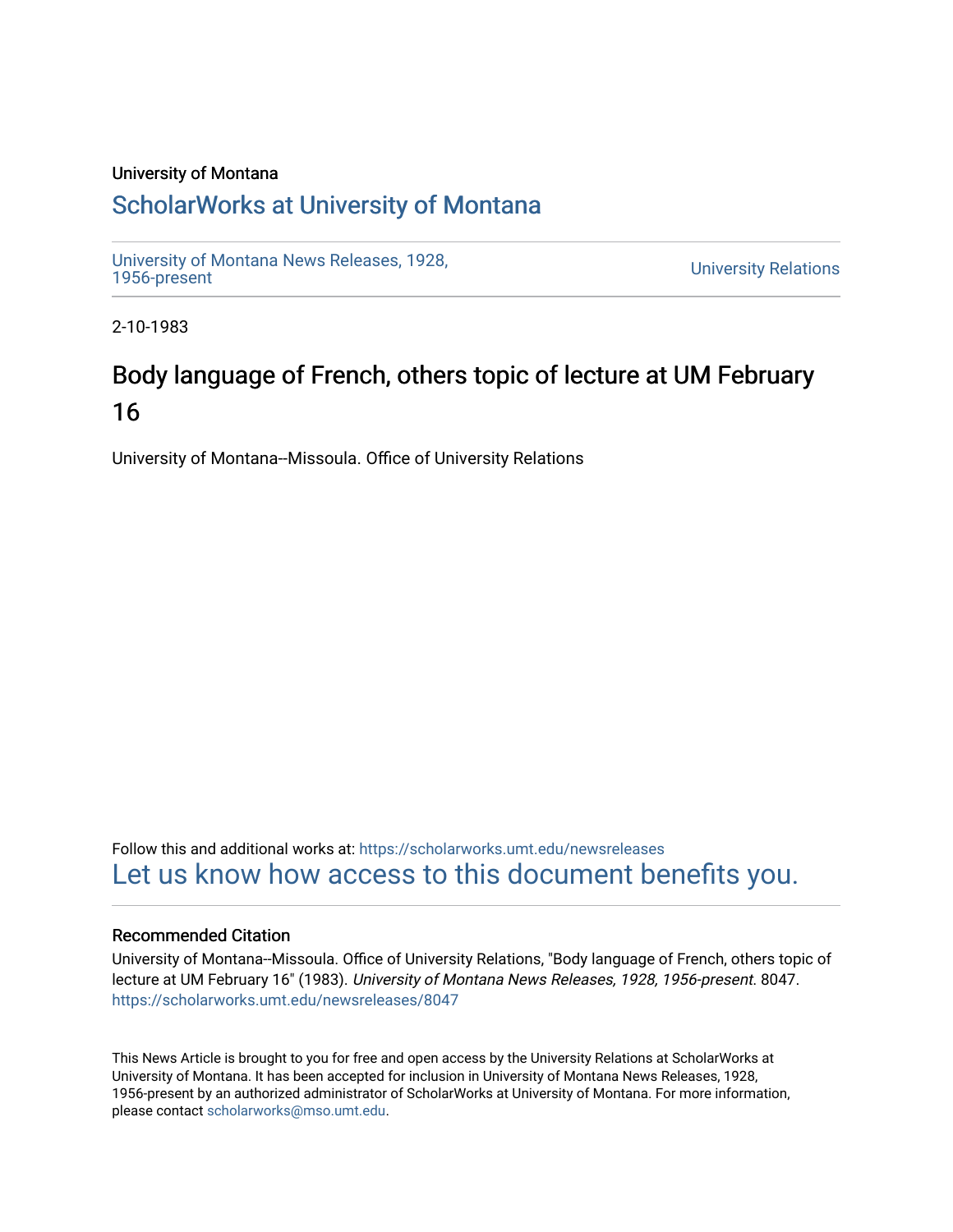University of Montana

# ScholarWorks at University of Montana

University of Montana News Releases, 1928, 1956-present

University Relations

2-10-1983

## Body language of French, others topic of lecture at UM February 16

University of Montana--Missoula. Office of University Relations

Follow this and additional works at: https://scholarworks.umt.edu/newsreleases

Let us know how access to this document benefits you.

### Recommended Citation

University of Montana--Missoula. Office of University Relations, "Body language of French, others topic of lecture at UM February 16" (1983). *University of Montana News Releases, 1928, 1956-present*. 8047.
https://scholarworks.umt.edu/newsreleases/8047

This News Article is brought to you for free and open access by the University Relations at ScholarWorks at University of Montana. It has been accepted for inclusion in University of Montana News Releases, 1928, 1956-present by an authorized administrator of ScholarWorks at University of Montana. For more information, please contact scholarworks@mso.umt.edu.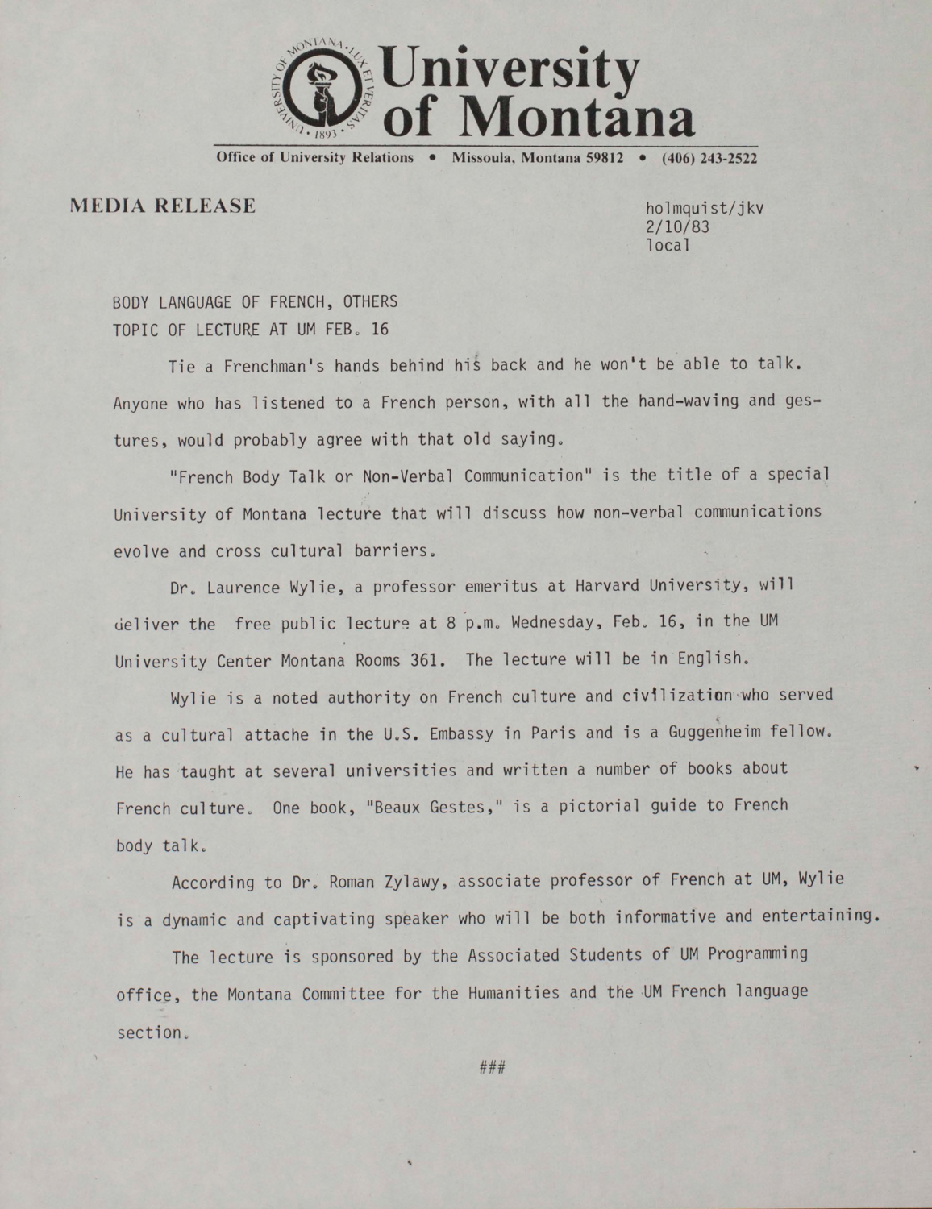# University of Montana

Office of University Relations • Missoula, Montana 59812 • (406) 243-2522

**MEDIA RELEASE**

holmquist/jkv
2/10/83
local

BODY LANGUAGE OF FRENCH, OTHERS
TOPIC OF LECTURE AT UM FEB. 16

Tie a Frenchman's hands behind his back and he won't be able to talk. Anyone who has listened to a French person, with all the hand-waving and gestures, would probably agree with that old saying.

"French Body Talk or Non-Verbal Communication" is the title of a special University of Montana lecture that will discuss how non-verbal communications evolve and cross cultural barriers.

Dr. Laurence Wylie, a professor emeritus at Harvard University, will deliver the free public lecture at 8 p.m. Wednesday, Feb. 16, in the UM University Center Montana Rooms 361. The lecture will be in English.

Wylie is a noted authority on French culture and civilization who served as a cultural attache in the U.S. Embassy in Paris and is a Guggenheim fellow. He has taught at several universities and written a number of books about French culture. One book, "Beaux Gestes," is a pictorial guide to French body talk.

According to Dr. Roman Zylawy, associate professor of French at UM, Wylie is a dynamic and captivating speaker who will be both informative and entertaining.

The lecture is sponsored by the Associated Students of UM Programming office, the Montana Committee for the Humanities and the UM French language section.

###